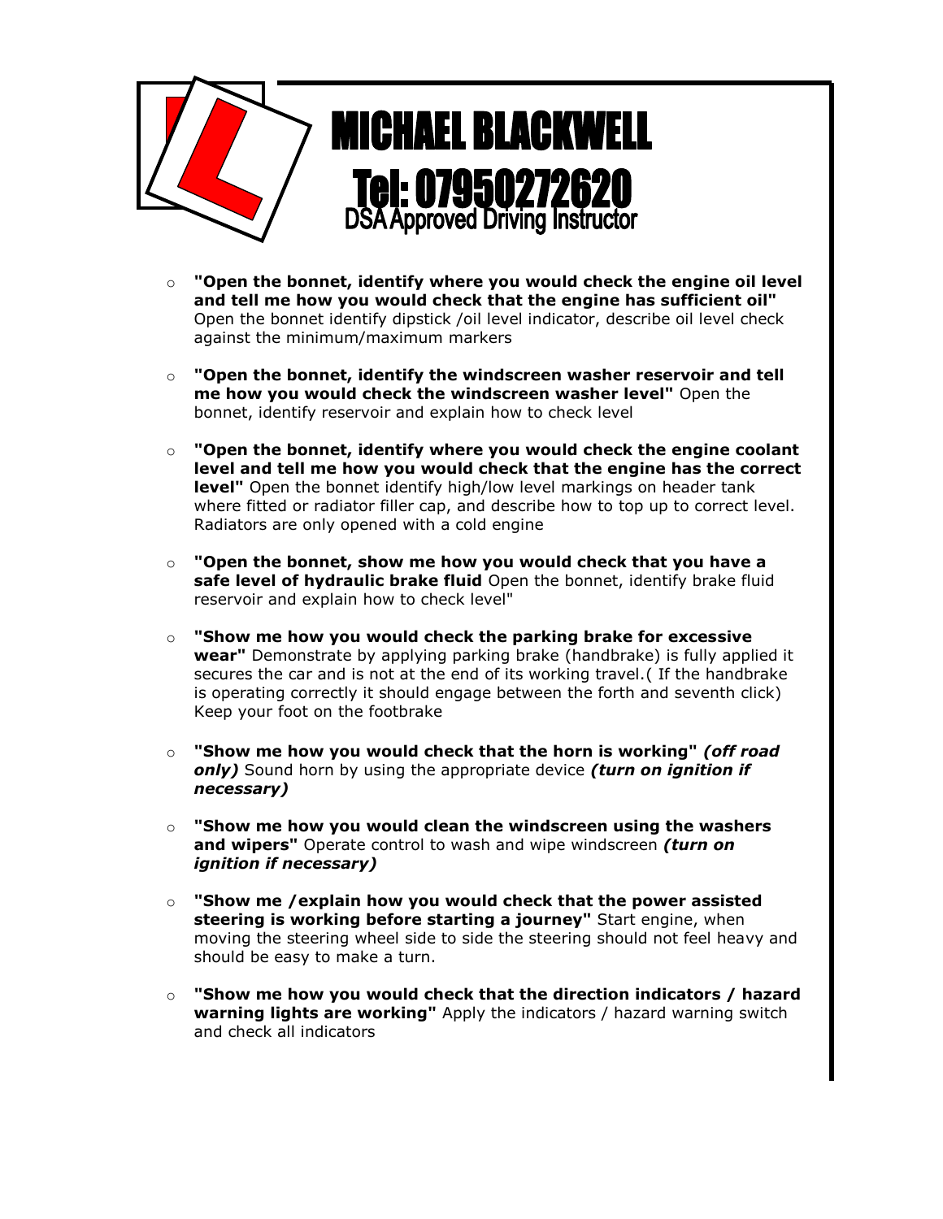# MICHAEL BLACKWELL

## Tel: 07950272620

### DSA Approved Driving Instructor

- **"Open the bonnet, identify where you would check the engine oil level and tell me how you would check that the engine has sufficient oil"** Open the bonnet identify dipstick /oil level indicator, describe oil level check against the minimum/maximum markers

- **"Open the bonnet, identify the windscreen washer reservoir and tell me how you would check the windscreen washer level"** Open the bonnet, identify reservoir and explain how to check level

- **"Open the bonnet, identify where you would check the engine coolant level and tell me how you would check that the engine has the correct level"** Open the bonnet identify high/low level markings on header tank where fitted or radiator filler cap, and describe how to top up to correct level. Radiators are only opened with a cold engine

- **"Open the bonnet, show me how you would check that you have a safe level of hydraulic brake fluid** Open the bonnet, identify brake fluid reservoir and explain how to check level"

- **"Show me how you would check the parking brake for excessive wear"** Demonstrate by applying parking brake (handbrake) is fully applied it secures the car and is not at the end of its working travel.( If the handbrake is operating correctly it should engage between the forth and seventh click) Keep your foot on the footbrake

- **"Show me how you would check that the horn is working"** ***(off road only)*** Sound horn by using the appropriate device ***(turn on ignition if necessary)***

- **"Show me how you would clean the windscreen using the washers and wipers"** Operate control to wash and wipe windscreen ***(turn on ignition if necessary)***

- **"Show me /explain how you would check that the power assisted steering is working before starting a journey"** Start engine, when moving the steering wheel side to side the steering should not feel heavy and should be easy to make a turn.

- **"Show me how you would check that the direction indicators / hazard warning lights are working"** Apply the indicators / hazard warning switch and check all indicators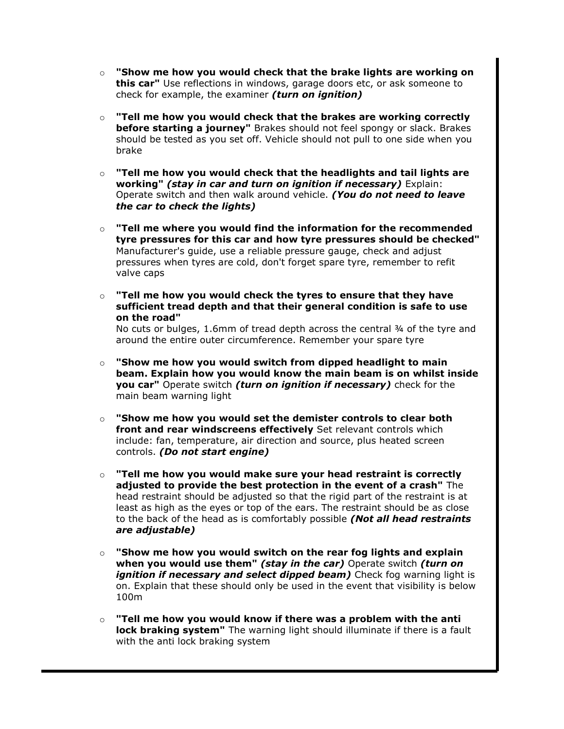- **"Show me how you would check that the brake lights are working on this car"** Use reflections in windows, garage doors etc, or ask someone to check for example, the examiner ***(turn on ignition)***

- **"Tell me how you would check that the brakes are working correctly before starting a journey"** Brakes should not feel spongy or slack. Brakes should be tested as you set off. Vehicle should not pull to one side when you brake

- **"Tell me how you would check that the headlights and tail lights are working"** ***(stay in car and turn on ignition if necessary)*** Explain: Operate switch and then walk around vehicle. ***(You do not need to leave the car to check the lights)***

- **"Tell me where you would find the information for the recommended tyre pressures for this car and how tyre pressures should be checked"** Manufacturer's guide, use a reliable pressure gauge, check and adjust pressures when tyres are cold, don't forget spare tyre, remember to refit valve caps

- **"Tell me how you would check the tyres to ensure that they have sufficient tread depth and that their general condition is safe to use on the road"**
  No cuts or bulges, 1.6mm of tread depth across the central ¾ of the tyre and around the entire outer circumference. Remember your spare tyre

- **"Show me how you would switch from dipped headlight to main beam. Explain how you would know the main beam is on whilst inside you car"** Operate switch ***(turn on ignition if necessary)*** check for the main beam warning light

- **"Show me how you would set the demister controls to clear both front and rear windscreens effectively** Set relevant controls which include: fan, temperature, air direction and source, plus heated screen controls. ***(Do not start engine)***

- **"Tell me how you would make sure your head restraint is correctly adjusted to provide the best protection in the event of a crash"** The head restraint should be adjusted so that the rigid part of the restraint is at least as high as the eyes or top of the ears. The restraint should be as close to the back of the head as is comfortably possible ***(Not all head restraints are adjustable)***

- **"Show me how you would switch on the rear fog lights and explain when you would use them"** ***(stay in the car)*** Operate switch ***(turn on ignition if necessary and select dipped beam)*** Check fog warning light is on. Explain that these should only be used in the event that visibility is below 100m

- **"Tell me how you would know if there was a problem with the anti lock braking system"** The warning light should illuminate if there is a fault with the anti lock braking system